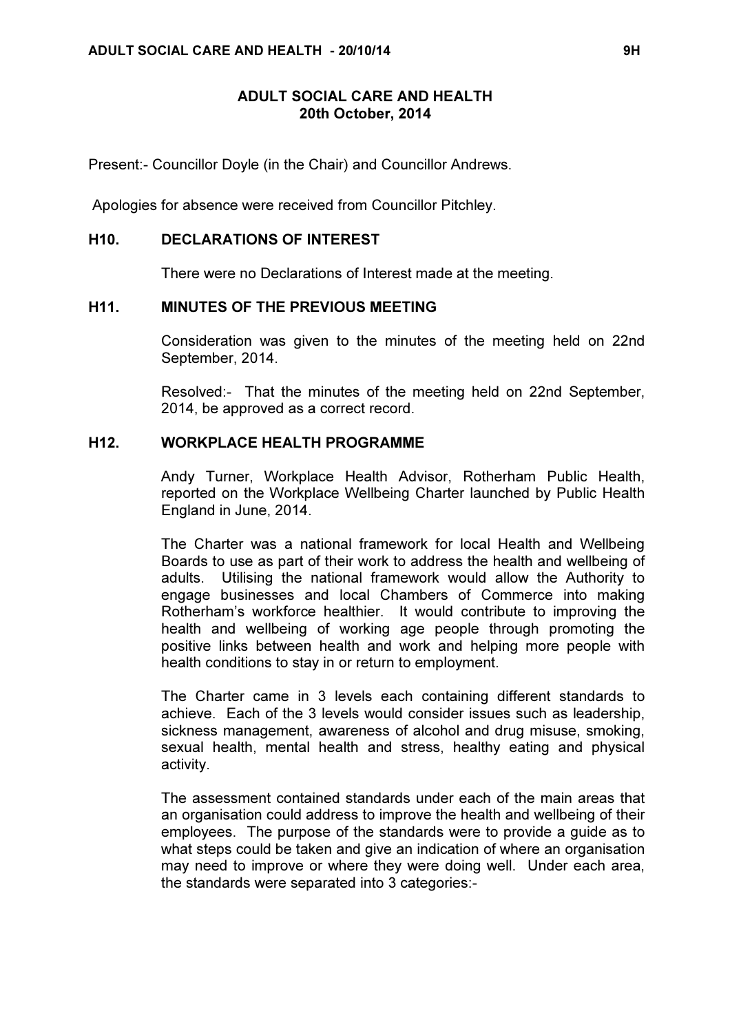# ADULT SOCIAL CARE AND HEALTH
## 20th October, 2014

Present:- Councillor Doyle (in the Chair) and Councillor Andrews.

Apologies for absence were received from Councillor Pitchley.

### H10. DECLARATIONS OF INTEREST

There were no Declarations of Interest made at the meeting.

### H11. MINUTES OF THE PREVIOUS MEETING

Consideration was given to the minutes of the meeting held on 22nd September, 2014.

Resolved:- That the minutes of the meeting held on 22nd September, 2014, be approved as a correct record.

### H12. WORKPLACE HEALTH PROGRAMME

Andy Turner, Workplace Health Advisor, Rotherham Public Health, reported on the Workplace Wellbeing Charter launched by Public Health England in June, 2014.

The Charter was a national framework for local Health and Wellbeing Boards to use as part of their work to address the health and wellbeing of adults. Utilising the national framework would allow the Authority to engage businesses and local Chambers of Commerce into making Rotherham's workforce healthier. It would contribute to improving the health and wellbeing of working age people through promoting the positive links between health and work and helping more people with health conditions to stay in or return to employment.

The Charter came in 3 levels each containing different standards to achieve. Each of the 3 levels would consider issues such as leadership, sickness management, awareness of alcohol and drug misuse, smoking, sexual health, mental health and stress, healthy eating and physical activity.

The assessment contained standards under each of the main areas that an organisation could address to improve the health and wellbeing of their employees. The purpose of the standards were to provide a guide as to what steps could be taken and give an indication of where an organisation may need to improve or where they were doing well. Under each area, the standards were separated into 3 categories:-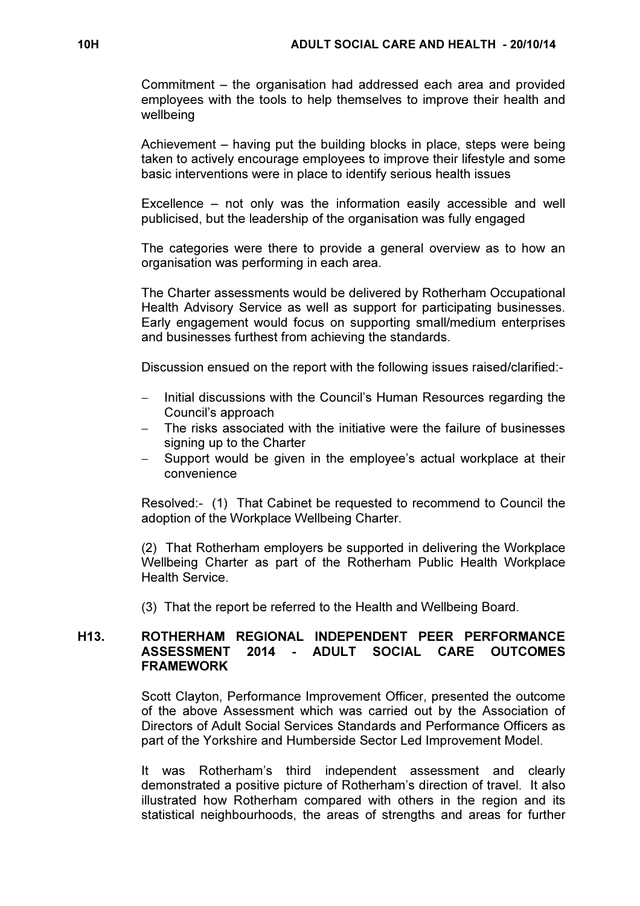Commitment – the organisation had addressed each area and provided employees with the tools to help themselves to improve their health and wellbeing

Achievement – having put the building blocks in place, steps were being taken to actively encourage employees to improve their lifestyle and some basic interventions were in place to identify serious health issues

Excellence – not only was the information easily accessible and well publicised, but the leadership of the organisation was fully engaged

The categories were there to provide a general overview as to how an organisation was performing in each area.

The Charter assessments would be delivered by Rotherham Occupational Health Advisory Service as well as support for participating businesses. Early engagement would focus on supporting small/medium enterprises and businesses furthest from achieving the standards.

Discussion ensued on the report with the following issues raised/clarified:-

- Initial discussions with the Council's Human Resources regarding the Council's approach
- The risks associated with the initiative were the failure of businesses signing up to the Charter
- Support would be given in the employee's actual workplace at their convenience

Resolved:- (1) That Cabinet be requested to recommend to Council the adoption of the Workplace Wellbeing Charter.

(2) That Rotherham employers be supported in delivering the Workplace Wellbeing Charter as part of the Rotherham Public Health Workplace Health Service.

(3) That the report be referred to the Health and Wellbeing Board.

## H13. ROTHERHAM REGIONAL INDEPENDENT PEER PERFORMANCE ASSESSMENT 2014 - ADULT SOCIAL CARE OUTCOMES FRAMEWORK

Scott Clayton, Performance Improvement Officer, presented the outcome of the above Assessment which was carried out by the Association of Directors of Adult Social Services Standards and Performance Officers as part of the Yorkshire and Humberside Sector Led Improvement Model.

It was Rotherham's third independent assessment and clearly demonstrated a positive picture of Rotherham's direction of travel. It also illustrated how Rotherham compared with others in the region and its statistical neighbourhoods, the areas of strengths and areas for further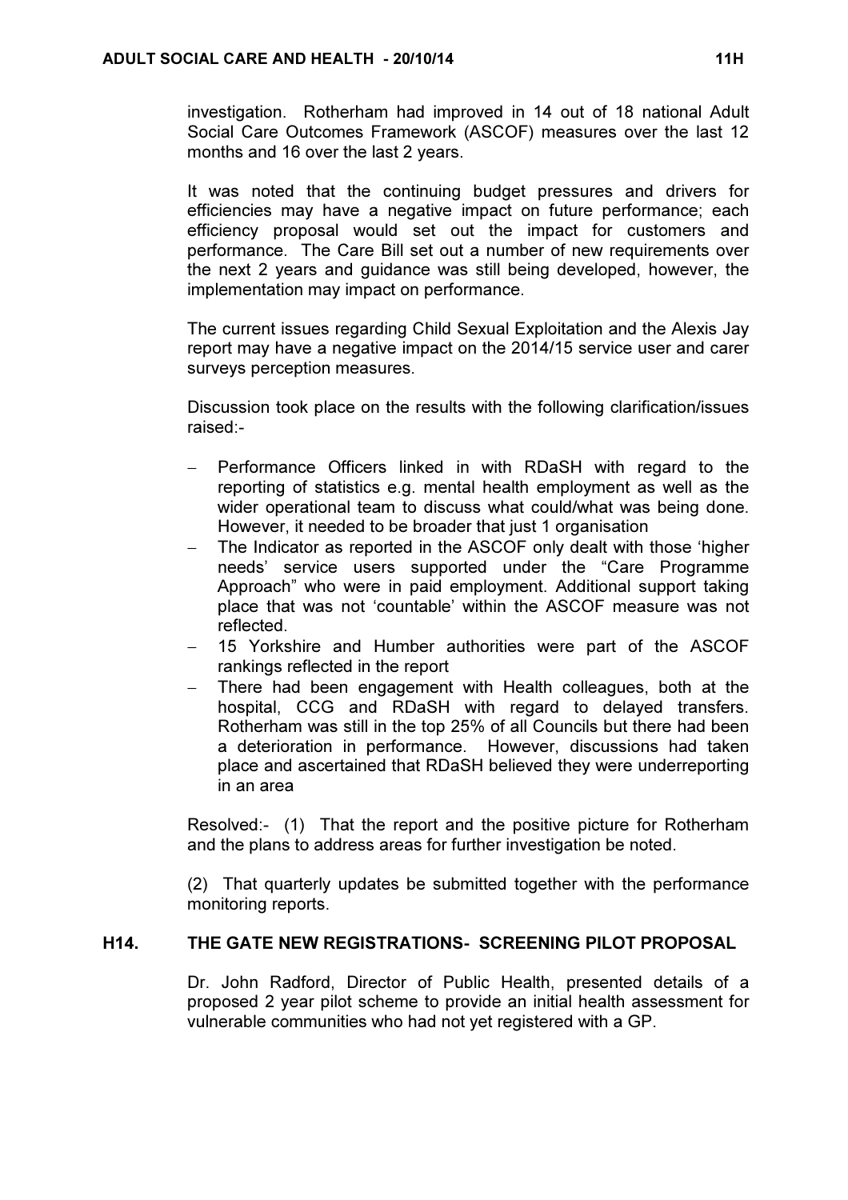investigation. Rotherham had improved in 14 out of 18 national Adult Social Care Outcomes Framework (ASCOF) measures over the last 12 months and 16 over the last 2 years.

It was noted that the continuing budget pressures and drivers for efficiencies may have a negative impact on future performance; each efficiency proposal would set out the impact for customers and performance. The Care Bill set out a number of new requirements over the next 2 years and guidance was still being developed, however, the implementation may impact on performance.

The current issues regarding Child Sexual Exploitation and the Alexis Jay report may have a negative impact on the 2014/15 service user and carer surveys perception measures.

Discussion took place on the results with the following clarification/issues raised:-

- Performance Officers linked in with RDaSH with regard to the reporting of statistics e.g. mental health employment as well as the wider operational team to discuss what could/what was being done. However, it needed to be broader that just 1 organisation
- The Indicator as reported in the ASCOF only dealt with those 'higher needs' service users supported under the "Care Programme Approach" who were in paid employment. Additional support taking place that was not 'countable' within the ASCOF measure was not reflected.
- 15 Yorkshire and Humber authorities were part of the ASCOF rankings reflected in the report
- There had been engagement with Health colleagues, both at the hospital, CCG and RDaSH with regard to delayed transfers. Rotherham was still in the top 25% of all Councils but there had been a deterioration in performance. However, discussions had taken place and ascertained that RDaSH believed they were underreporting in an area

Resolved:- (1) That the report and the positive picture for Rotherham and the plans to address areas for further investigation be noted.

(2) That quarterly updates be submitted together with the performance monitoring reports.

## H14. THE GATE NEW REGISTRATIONS- SCREENING PILOT PROPOSAL

Dr. John Radford, Director of Public Health, presented details of a proposed 2 year pilot scheme to provide an initial health assessment for vulnerable communities who had not yet registered with a GP.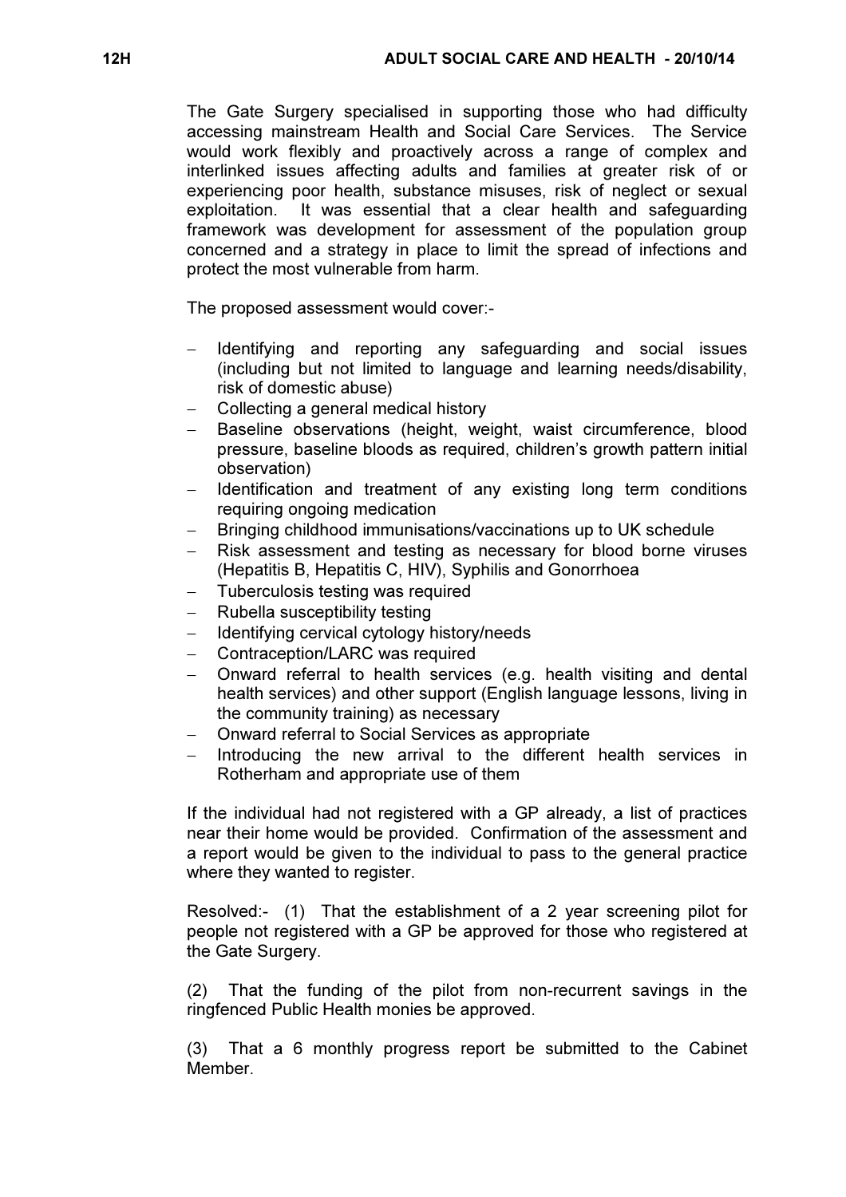The Gate Surgery specialised in supporting those who had difficulty accessing mainstream Health and Social Care Services. The Service would work flexibly and proactively across a range of complex and interlinked issues affecting adults and families at greater risk of or experiencing poor health, substance misuses, risk of neglect or sexual exploitation. It was essential that a clear health and safeguarding framework was development for assessment of the population group concerned and a strategy in place to limit the spread of infections and protect the most vulnerable from harm.

The proposed assessment would cover:-

- Identifying and reporting any safeguarding and social issues (including but not limited to language and learning needs/disability, risk of domestic abuse)
- Collecting a general medical history
- Baseline observations (height, weight, waist circumference, blood pressure, baseline bloods as required, children's growth pattern initial observation)
- Identification and treatment of any existing long term conditions requiring ongoing medication
- Bringing childhood immunisations/vaccinations up to UK schedule
- Risk assessment and testing as necessary for blood borne viruses (Hepatitis B, Hepatitis C, HIV), Syphilis and Gonorrhoea
- Tuberculosis testing was required
- Rubella susceptibility testing
- Identifying cervical cytology history/needs
- Contraception/LARC was required
- Onward referral to health services (e.g. health visiting and dental health services) and other support (English language lessons, living in the community training) as necessary
- Onward referral to Social Services as appropriate
- Introducing the new arrival to the different health services in Rotherham and appropriate use of them

If the individual had not registered with a GP already, a list of practices near their home would be provided. Confirmation of the assessment and a report would be given to the individual to pass to the general practice where they wanted to register.

Resolved:- (1) That the establishment of a 2 year screening pilot for people not registered with a GP be approved for those who registered at the Gate Surgery.

(2) That the funding of the pilot from non-recurrent savings in the ringfenced Public Health monies be approved.

(3) That a 6 monthly progress report be submitted to the Cabinet Member.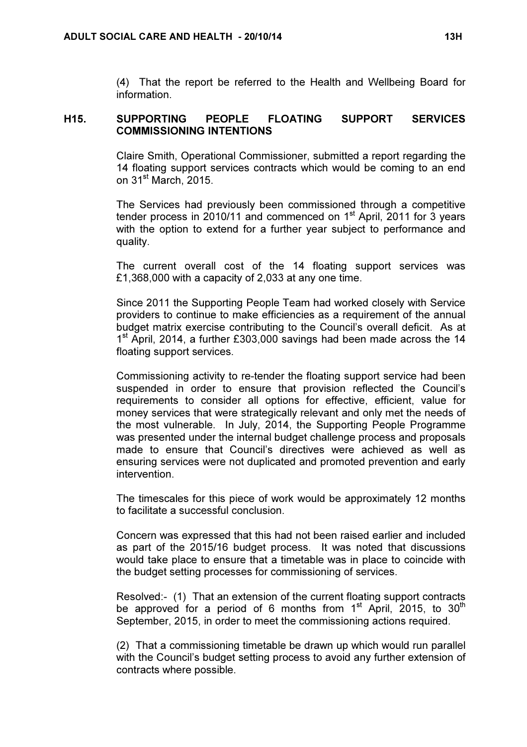(4) That the report be referred to the Health and Wellbeing Board for information.

## H15. SUPPORTING PEOPLE FLOATING SUPPORT SERVICES COMMISSIONING INTENTIONS

Claire Smith, Operational Commissioner, submitted a report regarding the 14 floating support services contracts which would be coming to an end on 31st March, 2015.

The Services had previously been commissioned through a competitive tender process in 2010/11 and commenced on 1st April, 2011 for 3 years with the option to extend for a further year subject to performance and quality.

The current overall cost of the 14 floating support services was £1,368,000 with a capacity of 2,033 at any one time.

Since 2011 the Supporting People Team had worked closely with Service providers to continue to make efficiencies as a requirement of the annual budget matrix exercise contributing to the Council's overall deficit. As at 1st April, 2014, a further £303,000 savings had been made across the 14 floating support services.

Commissioning activity to re-tender the floating support service had been suspended in order to ensure that provision reflected the Council's requirements to consider all options for effective, efficient, value for money services that were strategically relevant and only met the needs of the most vulnerable. In July, 2014, the Supporting People Programme was presented under the internal budget challenge process and proposals made to ensure that Council's directives were achieved as well as ensuring services were not duplicated and promoted prevention and early intervention.

The timescales for this piece of work would be approximately 12 months to facilitate a successful conclusion.

Concern was expressed that this had not been raised earlier and included as part of the 2015/16 budget process. It was noted that discussions would take place to ensure that a timetable was in place to coincide with the budget setting processes for commissioning of services.

Resolved:- (1) That an extension of the current floating support contracts be approved for a period of 6 months from 1st April, 2015, to 30th September, 2015, in order to meet the commissioning actions required.

(2) That a commissioning timetable be drawn up which would run parallel with the Council's budget setting process to avoid any further extension of contracts where possible.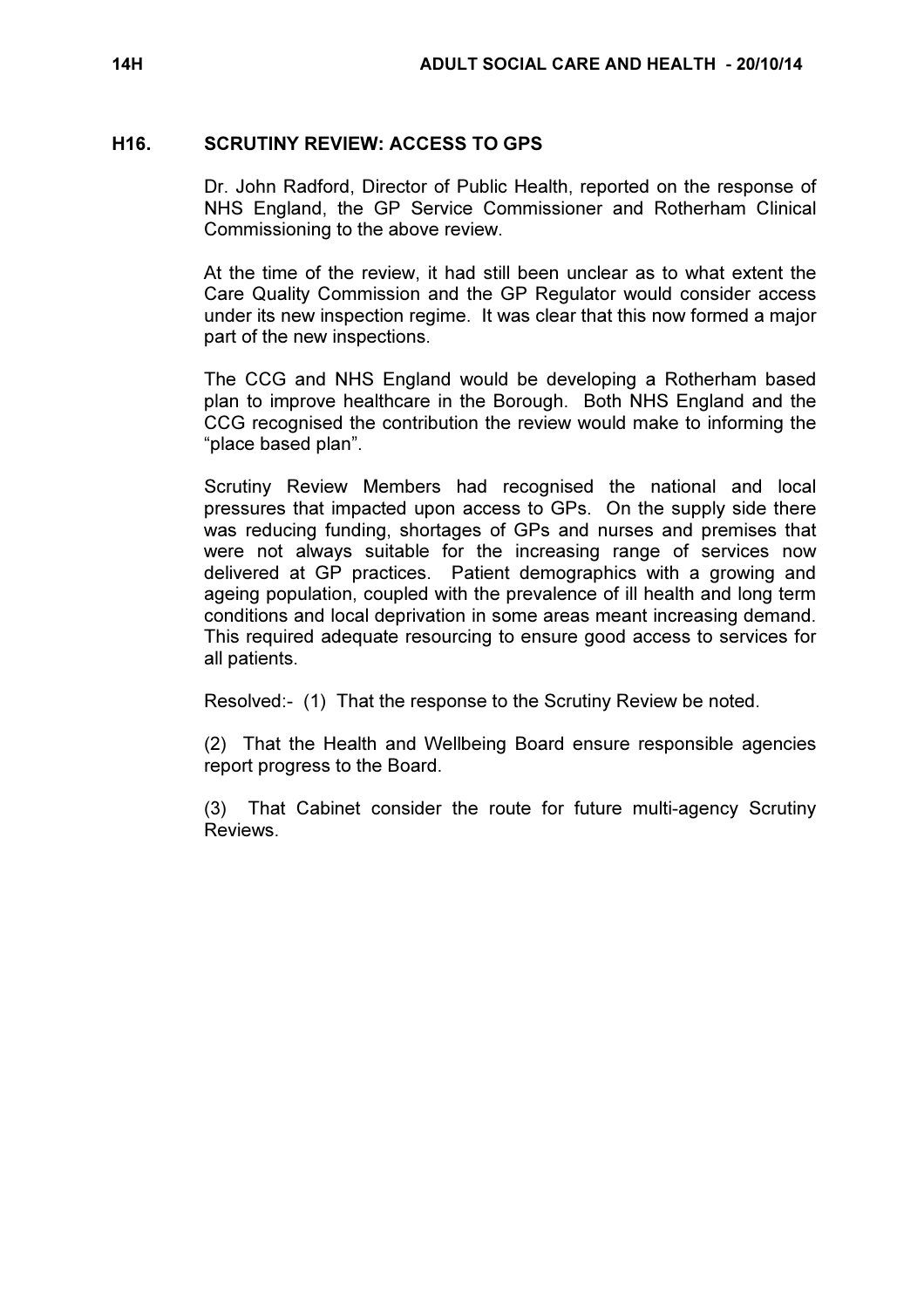## H16. SCRUTINY REVIEW: ACCESS TO GPS

Dr. John Radford, Director of Public Health, reported on the response of NHS England, the GP Service Commissioner and Rotherham Clinical Commissioning to the above review.

At the time of the review, it had still been unclear as to what extent the Care Quality Commission and the GP Regulator would consider access under its new inspection regime. It was clear that this now formed a major part of the new inspections.

The CCG and NHS England would be developing a Rotherham based plan to improve healthcare in the Borough. Both NHS England and the CCG recognised the contribution the review would make to informing the "place based plan".

Scrutiny Review Members had recognised the national and local pressures that impacted upon access to GPs. On the supply side there was reducing funding, shortages of GPs and nurses and premises that were not always suitable for the increasing range of services now delivered at GP practices. Patient demographics with a growing and ageing population, coupled with the prevalence of ill health and long term conditions and local deprivation in some areas meant increasing demand. This required adequate resourcing to ensure good access to services for all patients.

Resolved:- (1) That the response to the Scrutiny Review be noted.

(2) That the Health and Wellbeing Board ensure responsible agencies report progress to the Board.

(3) That Cabinet consider the route for future multi-agency Scrutiny Reviews.